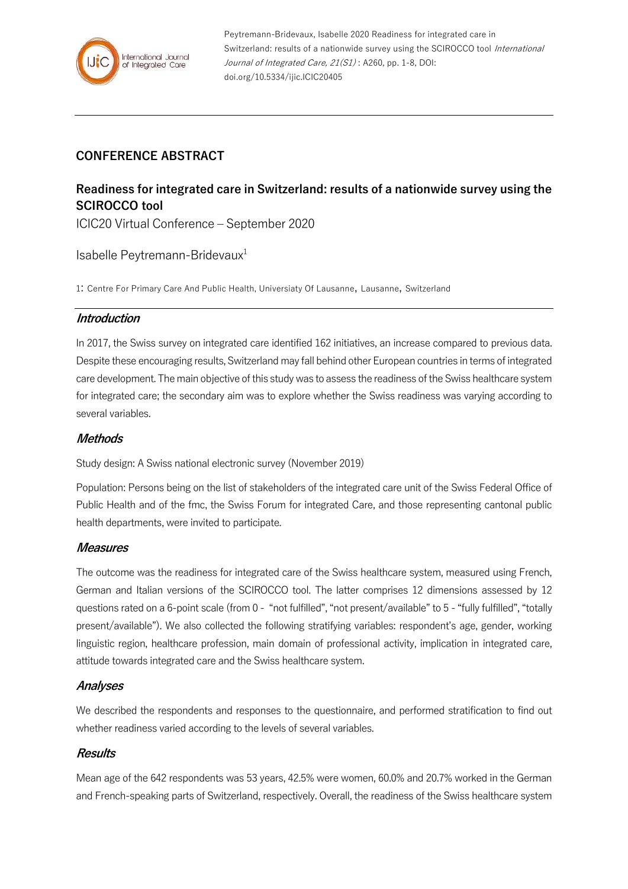Peytremann-Bridevaux, Isabelle 2020 Readiness for integrated care in Switzerland: results of a nationwide survey using the SCIROCCO tool *International Journal of Integrated Care, 21(S1)* : A260, pp. 1-8, DOI: doi.org/10.5334/ijic.ICIC20405

## CONFERENCE ABSTRACT

# Readiness for integrated care in Switzerland: results of a nationwide survey using the SCIROCCO tool

ICIC20 Virtual Conference – September 2020

Isabelle Peytremann-Bridevaux[1]

1: Centre For Primary Care And Public Health, Universiaty Of Lausanne, Lausanne, Switzerland

### *Introduction*

In 2017, the Swiss survey on integrated care identified 162 initiatives, an increase compared to previous data. Despite these encouraging results, Switzerland may fall behind other European countries in terms of integrated care development. The main objective of this study was to assess the readiness of the Swiss healthcare system for integrated care; the secondary aim was to explore whether the Swiss readiness was varying according to several variables.

### *Methods*

Study design: A Swiss national electronic survey (November 2019)

Population: Persons being on the list of stakeholders of the integrated care unit of the Swiss Federal Office of Public Health and of the fmc, the Swiss Forum for integrated Care, and those representing cantonal public health departments, were invited to participate.

### *Measures*

The outcome was the readiness for integrated care of the Swiss healthcare system, measured using French, German and Italian versions of the SCIROCCO tool. The latter comprises 12 dimensions assessed by 12 questions rated on a 6-point scale (from 0 - "not fulfilled", "not present/available" to 5 - "fully fulfilled", "totally present/available"). We also collected the following stratifying variables: respondent's age, gender, working linguistic region, healthcare profession, main domain of professional activity, implication in integrated care, attitude towards integrated care and the Swiss healthcare system.

### *Analyses*

We described the respondents and responses to the questionnaire, and performed stratification to find out whether readiness varied according to the levels of several variables.

### *Results*

Mean age of the 642 respondents was 53 years, 42.5% were women, 60.0% and 20.7% worked in the German and French-speaking parts of Switzerland, respectively. Overall, the readiness of the Swiss healthcare system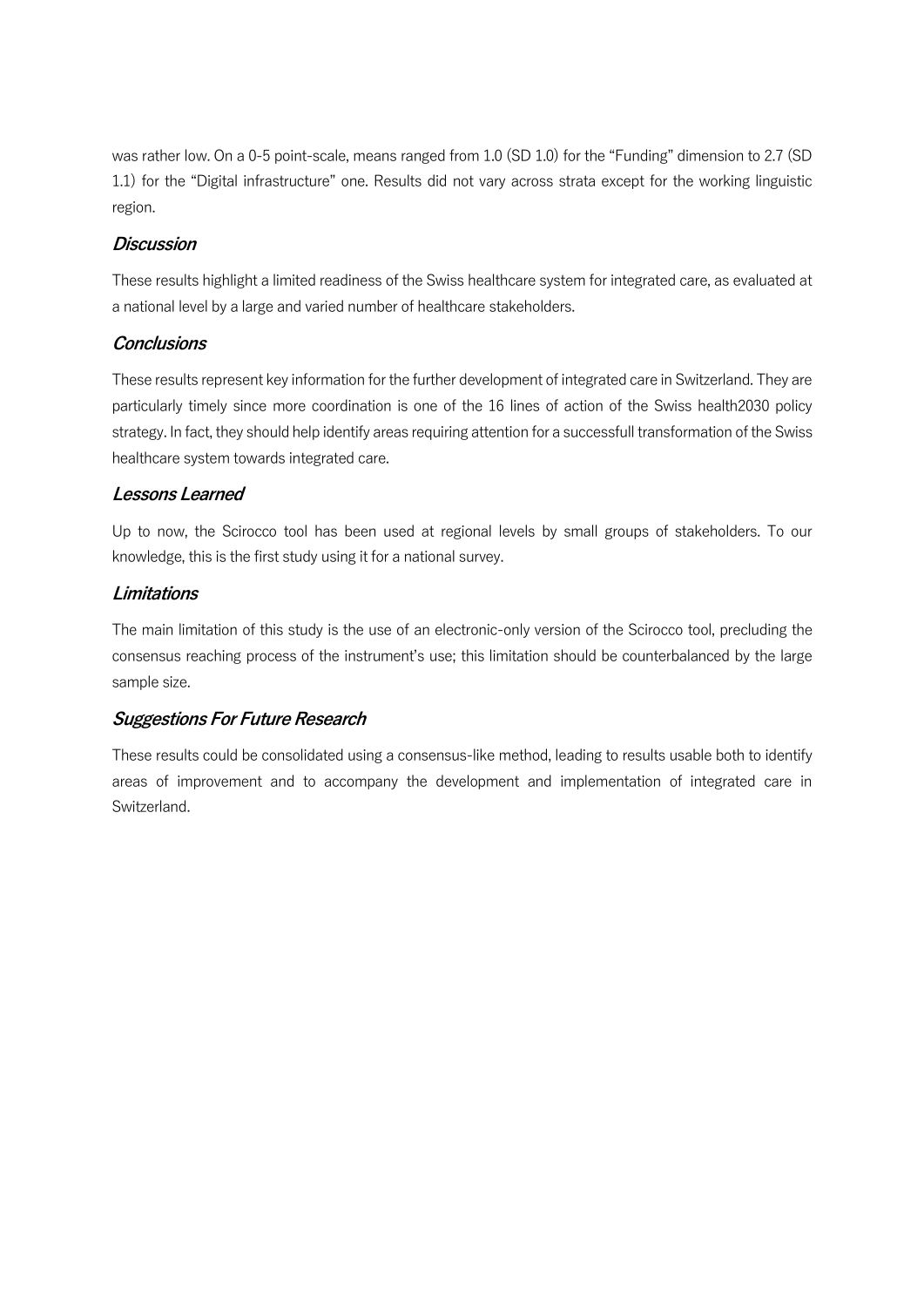was rather low. On a 0-5 point-scale, means ranged from 1.0 (SD 1.0) for the “Funding” dimension to 2.7 (SD 1.1) for the “Digital infrastructure” one. Results did not vary across strata except for the working linguistic region.

### *Discussion*

These results highlight a limited readiness of the Swiss healthcare system for integrated care, as evaluated at a national level by a large and varied number of healthcare stakeholders.

### *Conclusions*

These results represent key information for the further development of integrated care in Switzerland. They are particularly timely since more coordination is one of the 16 lines of action of the Swiss health2030 policy strategy. In fact, they should help identify areas requiring attention for a successfull transformation of the Swiss healthcare system towards integrated care.

### *Lessons Learned*

Up to now, the Scirocco tool has been used at regional levels by small groups of stakeholders. To our knowledge, this is the first study using it for a national survey.

### *Limitations*

The main limitation of this study is the use of an electronic-only version of the Scirocco tool, precluding the consensus reaching process of the instrument’s use; this limitation should be counterbalanced by the large sample size.

### *Suggestions For Future Research*

These results could be consolidated using a consensus-like method, leading to results usable both to identify areas of improvement and to accompany the development and implementation of integrated care in Switzerland.